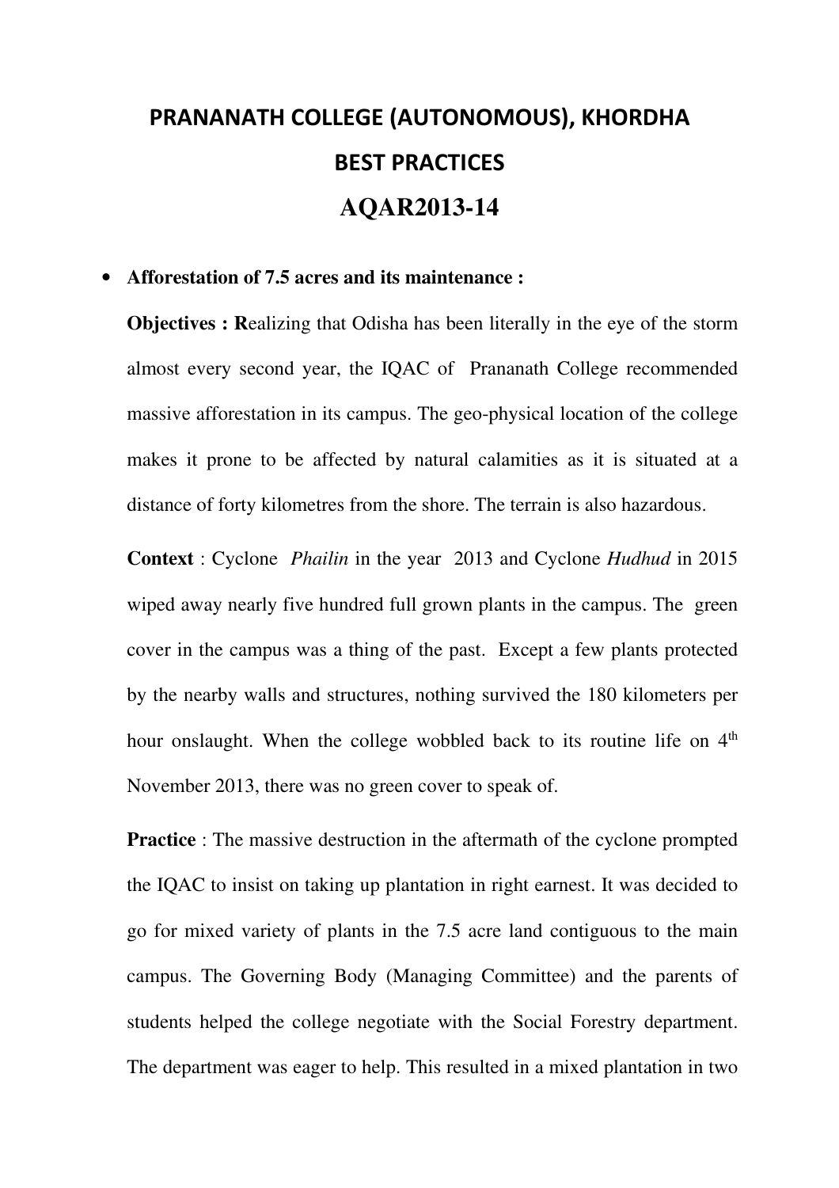# PRANANATH COLLEGE (AUTONOMOUS), KHORDHA

# BEST PRACTICES

# AQAR2013-14

- **Afforestation of 7.5 acres and its maintenance :**

  **Objectives : R**ealizing that Odisha has been literally in the eye of the storm almost every second year, the IQAC of Prananath College recommended massive afforestation in its campus. The geo-physical location of the college makes it prone to be affected by natural calamities as it is situated at a distance of forty kilometres from the shore. The terrain is also hazardous.

  **Context** : Cyclone *Phailin* in the year 2013 and Cyclone *Hudhud* in 2015 wiped away nearly five hundred full grown plants in the campus. The green cover in the campus was a thing of the past. Except a few plants protected by the nearby walls and structures, nothing survived the 180 kilometers per hour onslaught. When the college wobbled back to its routine life on 4th November 2013, there was no green cover to speak of.

  **Practice** : The massive destruction in the aftermath of the cyclone prompted the IQAC to insist on taking up plantation in right earnest. It was decided to go for mixed variety of plants in the 7.5 acre land contiguous to the main campus. The Governing Body (Managing Committee) and the parents of students helped the college negotiate with the Social Forestry department. The department was eager to help. This resulted in a mixed plantation in two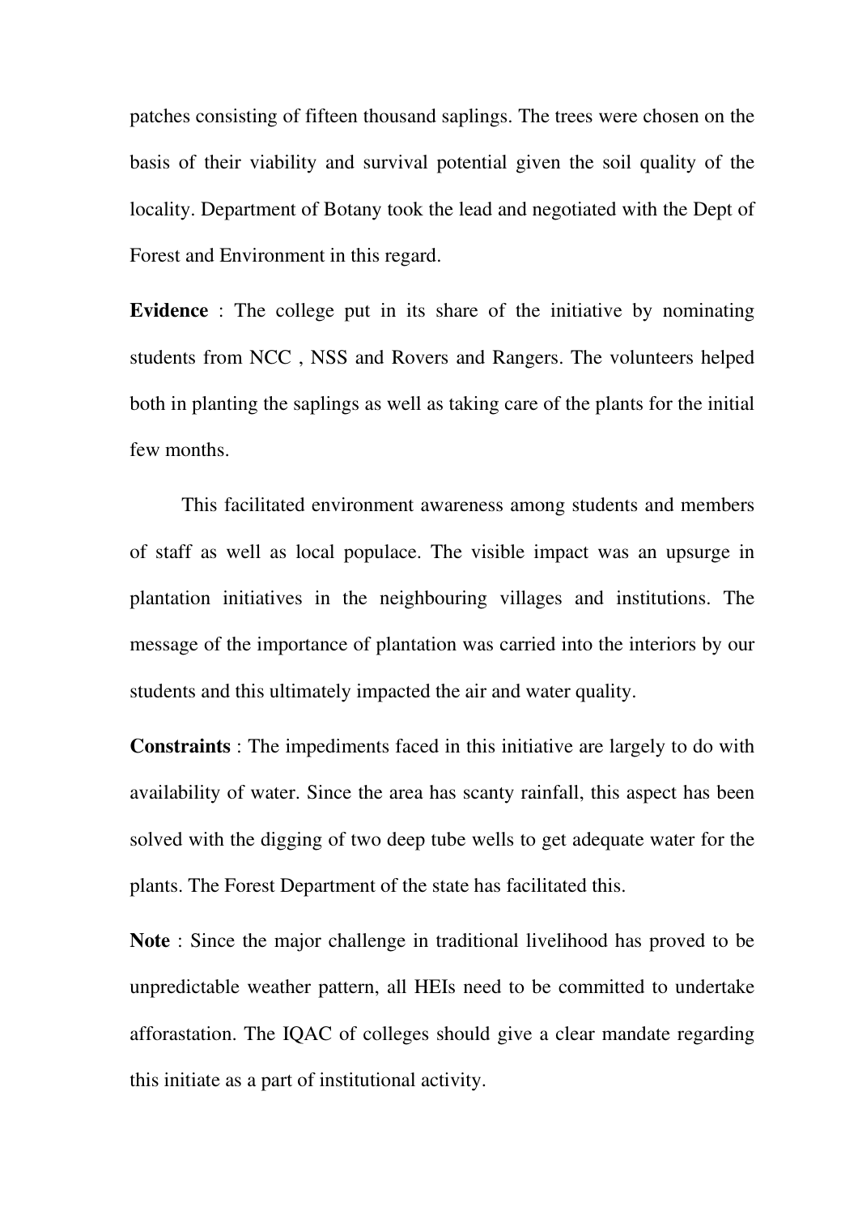patches consisting of fifteen thousand saplings. The trees were chosen on the basis of their viability and survival potential given the soil quality of the locality. Department of Botany took the lead and negotiated with the Dept of Forest and Environment in this regard.

**Evidence** : The college put in its share of the initiative by nominating students from NCC , NSS and Rovers and Rangers. The volunteers helped both in planting the saplings as well as taking care of the plants for the initial few months.

This facilitated environment awareness among students and members of staff as well as local populace. The visible impact was an upsurge in plantation initiatives in the neighbouring villages and institutions. The message of the importance of plantation was carried into the interiors by our students and this ultimately impacted the air and water quality.

**Constraints** : The impediments faced in this initiative are largely to do with availability of water. Since the area has scanty rainfall, this aspect has been solved with the digging of two deep tube wells to get adequate water for the plants. The Forest Department of the state has facilitated this.

**Note** : Since the major challenge in traditional livelihood has proved to be unpredictable weather pattern, all HEIs need to be committed to undertake afforastation. The IQAC of colleges should give a clear mandate regarding this initiate as a part of institutional activity.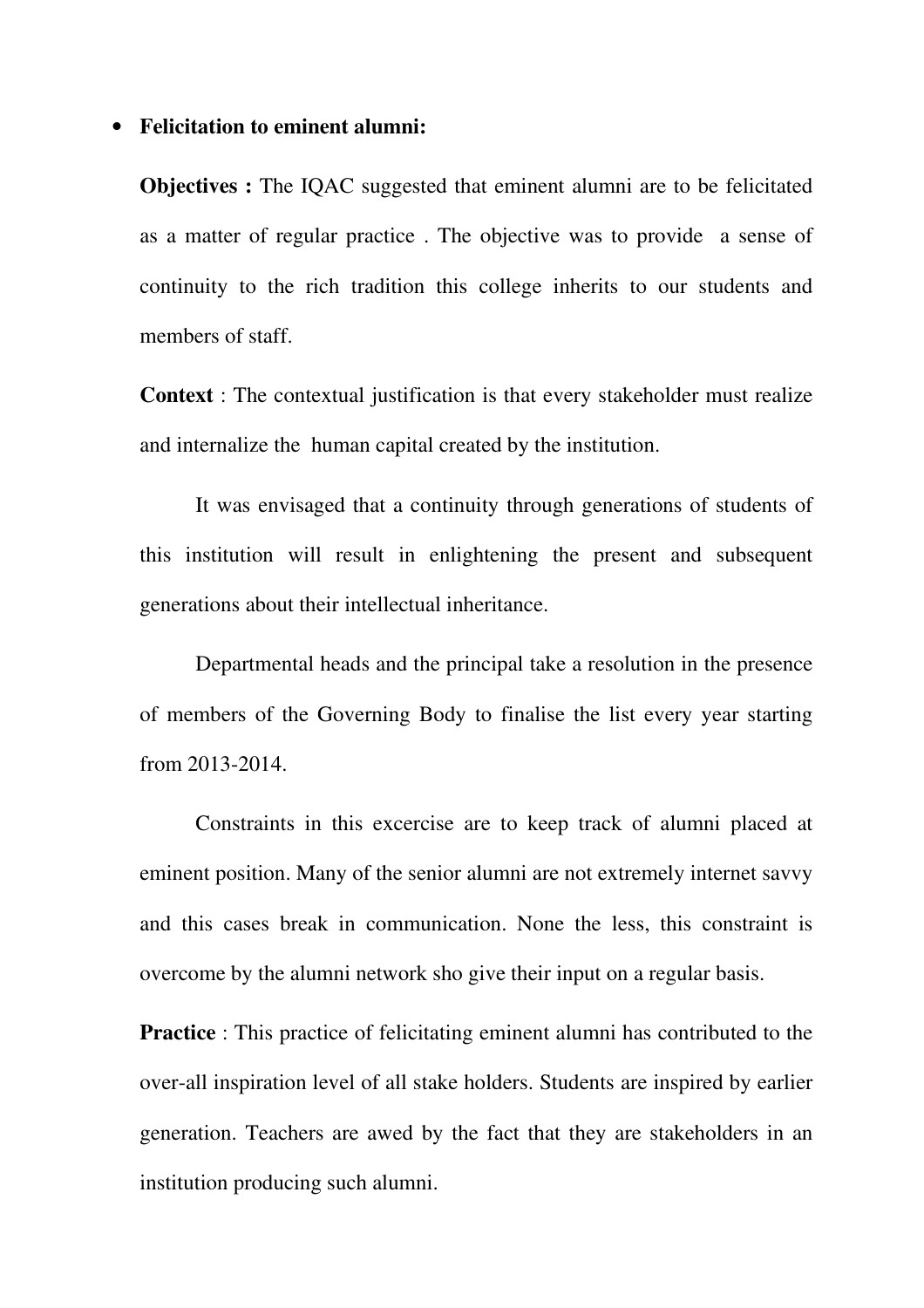- **Felicitation to eminent alumni:**

  **Objectives :** The IQAC suggested that eminent alumni are to be felicitated as a matter of regular practice . The objective was to provide a sense of continuity to the rich tradition this college inherits to our students and members of staff.

  **Context** : The contextual justification is that every stakeholder must realize and internalize the human capital created by the institution.

  It was envisaged that a continuity through generations of students of this institution will result in enlightening the present and subsequent generations about their intellectual inheritance.

  Departmental heads and the principal take a resolution in the presence of members of the Governing Body to finalise the list every year starting from 2013-2014.

  Constraints in this excercise are to keep track of alumni placed at eminent position. Many of the senior alumni are not extremely internet savvy and this cases break in communication. None the less, this constraint is overcome by the alumni network sho give their input on a regular basis.

  **Practice** : This practice of felicitating eminent alumni has contributed to the over-all inspiration level of all stake holders. Students are inspired by earlier generation. Teachers are awed by the fact that they are stakeholders in an institution producing such alumni.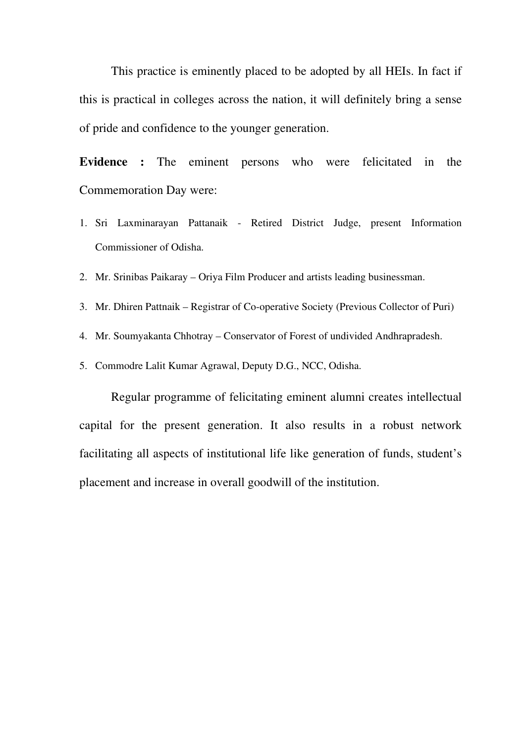This practice is eminently placed to be adopted by all HEIs. In fact if this is practical in colleges across the nation, it will definitely bring a sense of pride and confidence to the younger generation.

**Evidence :** The eminent persons who were felicitated in the Commemoration Day were:

1. Sri Laxminarayan Pattanaik - Retired District Judge, present Information Commissioner of Odisha.
2. Mr. Srinibas Paikaray – Oriya Film Producer and artists leading businessman.
3. Mr. Dhiren Pattnaik – Registrar of Co-operative Society (Previous Collector of Puri)
4. Mr. Soumyakanta Chhotray – Conservator of Forest of undivided Andhrapradesh.
5. Commodre Lalit Kumar Agrawal, Deputy D.G., NCC, Odisha.

Regular programme of felicitating eminent alumni creates intellectual capital for the present generation. It also results in a robust network facilitating all aspects of institutional life like generation of funds, student's placement and increase in overall goodwill of the institution.